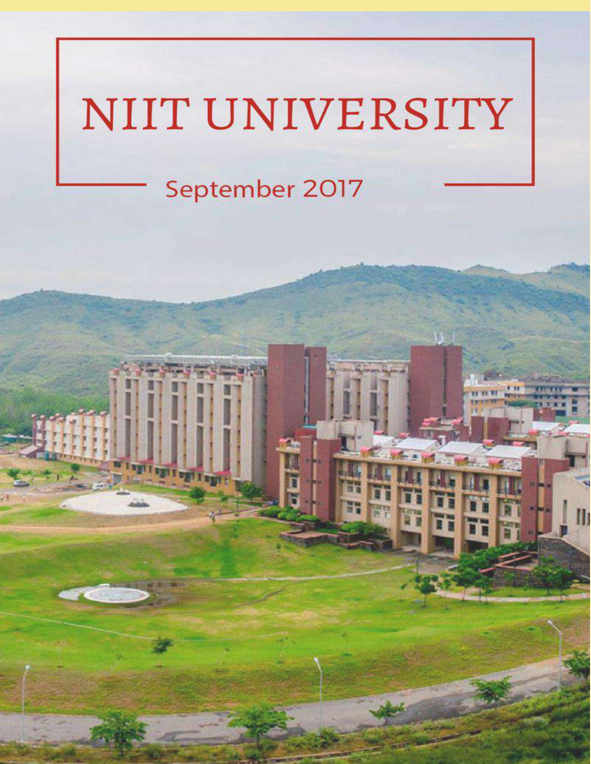# NIIT UNIVERSITY

September 2017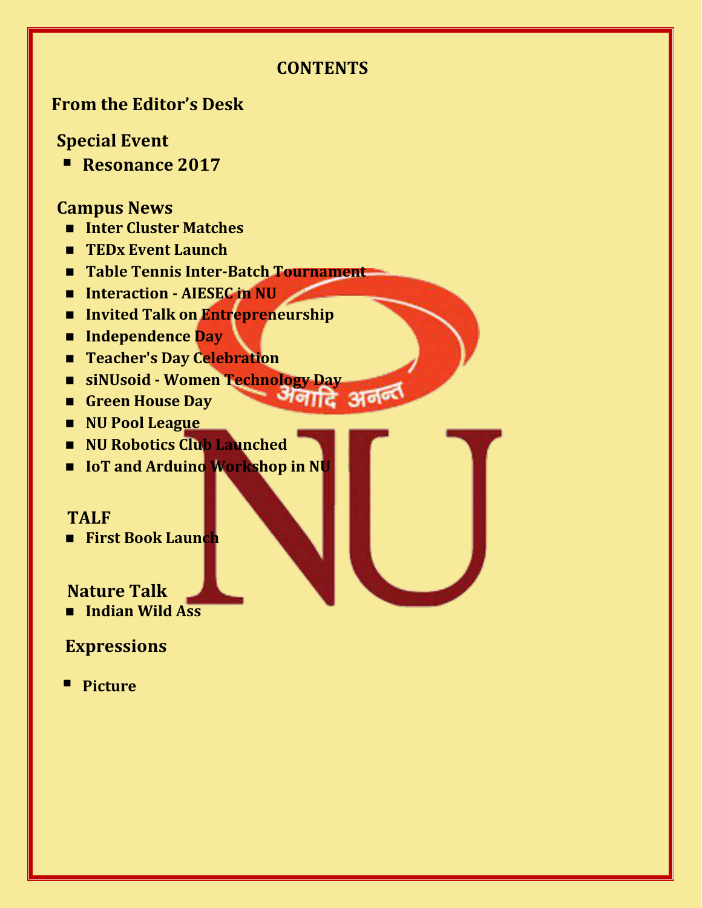# CONTENTS

## From the Editor's Desk

## Special Event

- **Resonance 2017**

## Campus News

- **Inter Cluster Matches**
- **TEDx Event Launch**
- **Table Tennis Inter-Batch Tournament**
- **Interaction - AIESEC in NU**
- **Invited Talk on Entrepreneurship**
- **Independence Day**
- **Teacher's Day Celebration**
- **siNUsoid - Women Technology Day**
- **Green House Day**
- **NU Pool League**
- **NU Robotics Club Launched**
- **IoT and Arduino Workshop in NU**

## TALF

- **First Book Launch**

## Nature Talk

- **Indian Wild Ass**

## Expressions

- **Picture**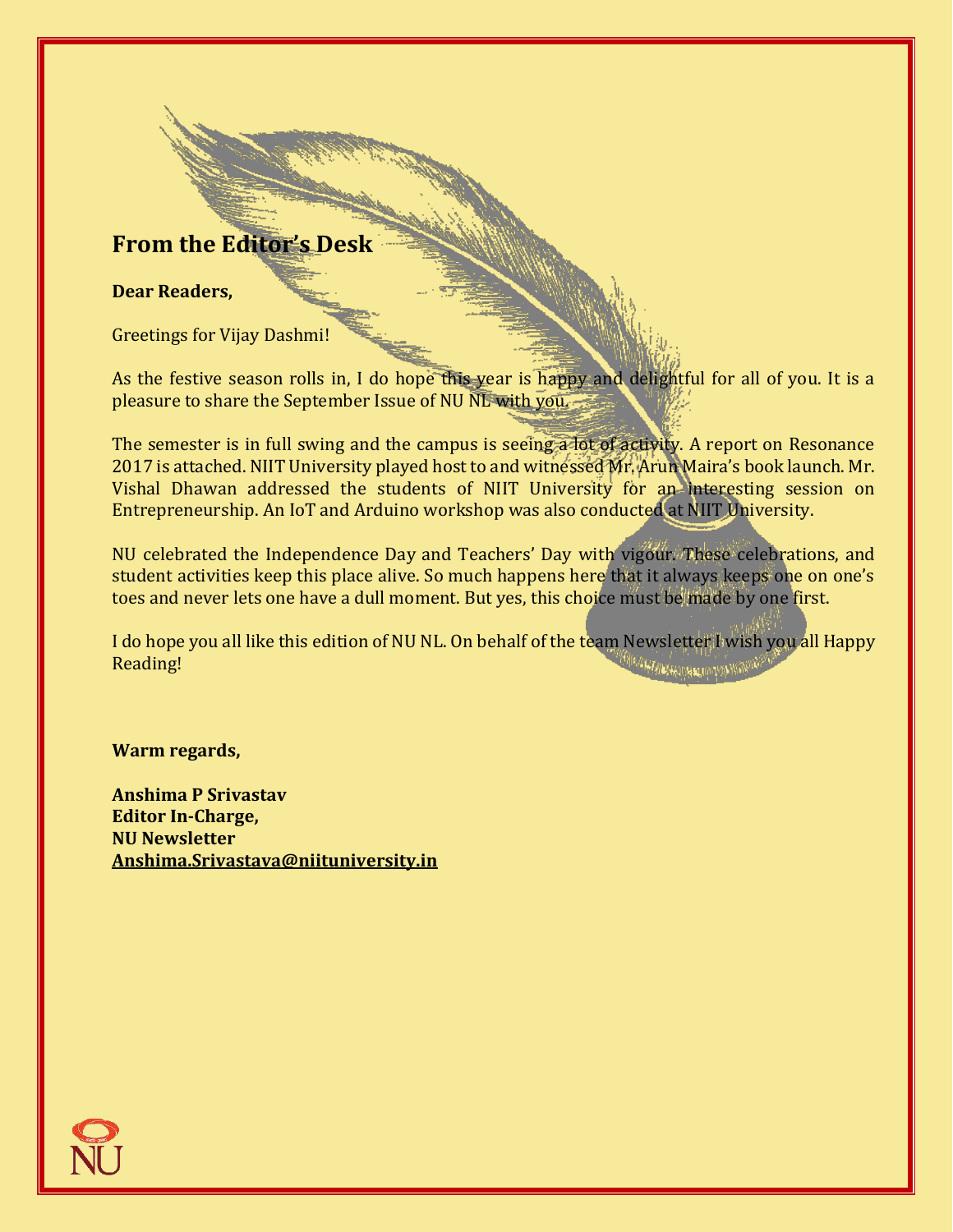## From the Editor's Desk

**Dear Readers,**

Greetings for Vijay Dashmi!

As the festive season rolls in, I do hope this year is happy and delightful for all of you. It is a pleasure to share the September Issue of NU NL with you.

The semester is in full swing and the campus is seeing a lot of activity. A report on Resonance 2017 is attached. NIIT University played host to and witnessed Mr. Arun Maira's book launch. Mr. Vishal Dhawan addressed the students of NIIT University for an interesting session on Entrepreneurship. An IoT and Arduino workshop was also conducted at NIIT University.

NU celebrated the Independence Day and Teachers' Day with vigour. These celebrations, and student activities keep this place alive. So much happens here that it always keeps one on one's toes and never lets one have a dull moment. But yes, this choice must be made by one first.

I do hope you all like this edition of NU NL. On behalf of the team Newsletter I wish you all Happy Reading!

**Warm regards,**

**Anshima P Srivastav**
**Editor In-Charge,**
**NU Newsletter**
**Anshima.Srivastava@niituniversity.in**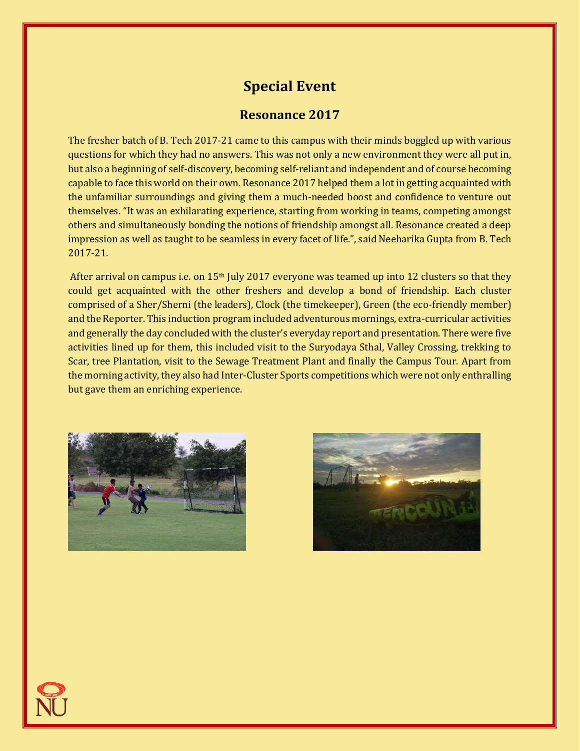# Special Event

## Resonance 2017

The fresher batch of B. Tech 2017-21 came to this campus with their minds boggled up with various questions for which they had no answers. This was not only a new environment they were all put in, but also a beginning of self-discovery, becoming self-reliant and independent and of course becoming capable to face this world on their own. Resonance 2017 helped them a lot in getting acquainted with the unfamiliar surroundings and giving them a much-needed boost and confidence to venture out themselves. "It was an exhilarating experience, starting from working in teams, competing amongst others and simultaneously bonding the notions of friendship amongst all. Resonance created a deep impression as well as taught to be seamless in every facet of life.", said Neeharika Gupta from B. Tech 2017-21.

After arrival on campus i.e. on 15th July 2017 everyone was teamed up into 12 clusters so that they could get acquainted with the other freshers and develop a bond of friendship. Each cluster comprised of a Sher/Sherni (the leaders), Clock (the timekeeper), Green (the eco-friendly member) and the Reporter. This induction program included adventurous mornings, extra-curricular activities and generally the day concluded with the cluster's everyday report and presentation. There were five activities lined up for them, this included visit to the Suryodaya Sthal, Valley Crossing, trekking to Scar, tree Plantation, visit to the Sewage Treatment Plant and finally the Campus Tour. Apart from the morning activity, they also had Inter-Cluster Sports competitions which were not only enthralling but gave them an enriching experience.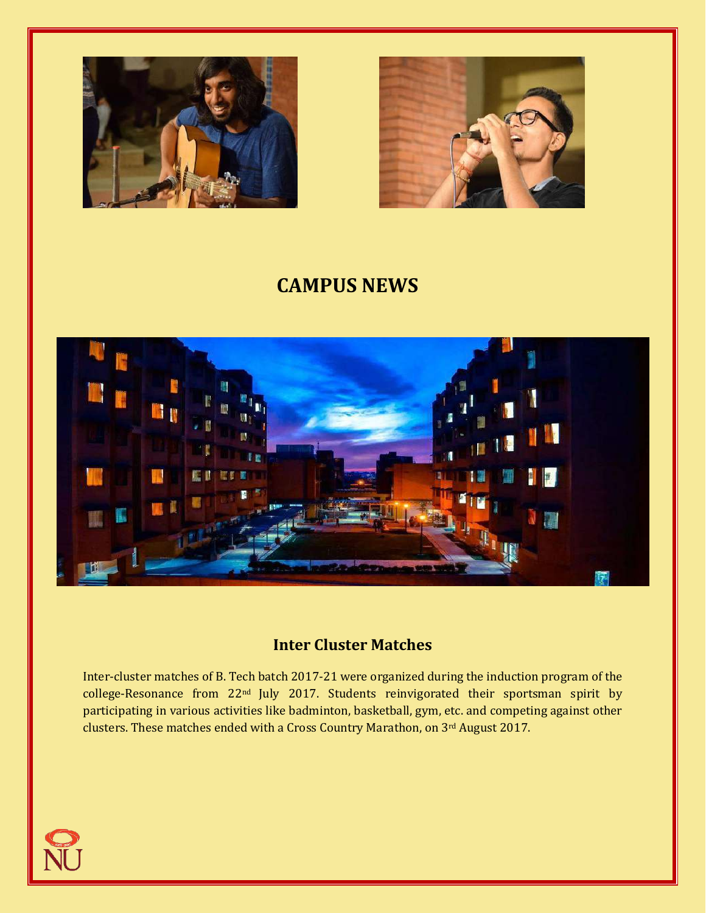# CAMPUS NEWS

## Inter Cluster Matches

Inter-cluster matches of B. Tech batch 2017-21 were organized during the induction program of the college-Resonance from 22nd July 2017. Students reinvigorated their sportsman spirit by participating in various activities like badminton, basketball, gym, etc. and competing against other clusters. These matches ended with a Cross Country Marathon, on 3rd August 2017.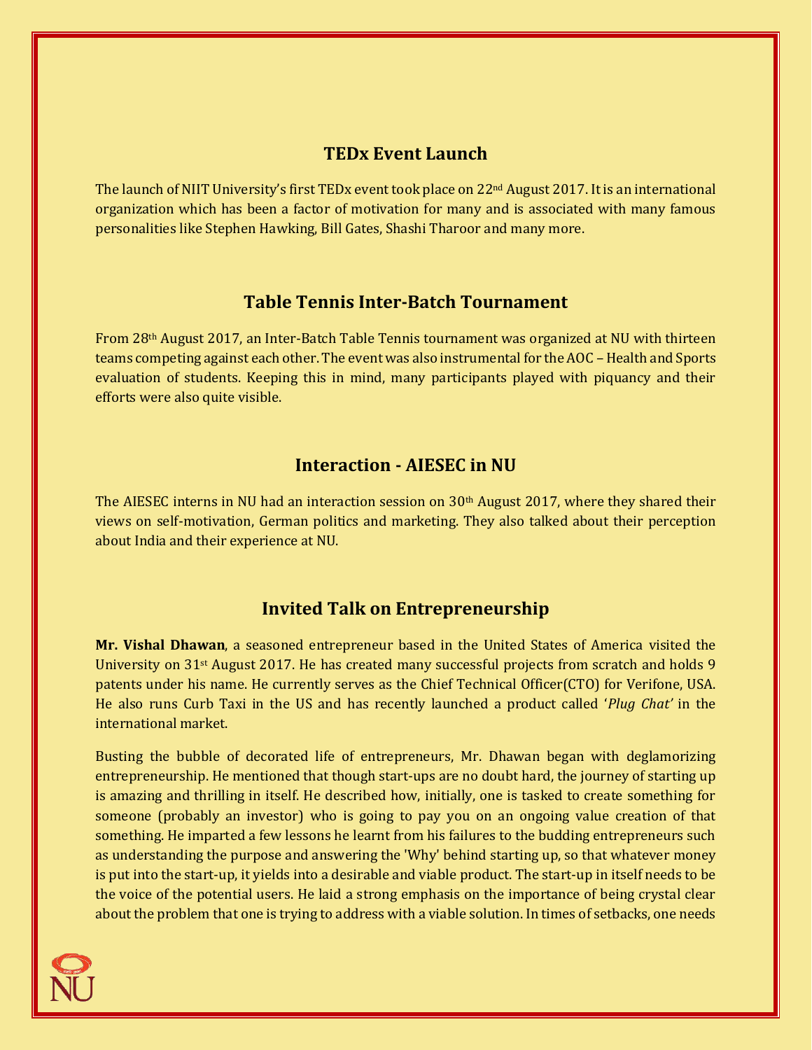## TEDx Event Launch

The launch of NIIT University's first TEDx event took place on 22nd August 2017. It is an international organization which has been a factor of motivation for many and is associated with many famous personalities like Stephen Hawking, Bill Gates, Shashi Tharoor and many more.

## Table Tennis Inter-Batch Tournament

From 28th August 2017, an Inter-Batch Table Tennis tournament was organized at NU with thirteen teams competing against each other. The event was also instrumental for the AOC – Health and Sports evaluation of students. Keeping this in mind, many participants played with piquancy and their efforts were also quite visible.

## Interaction - AIESEC in NU

The AIESEC interns in NU had an interaction session on 30th August 2017, where they shared their views on self-motivation, German politics and marketing. They also talked about their perception about India and their experience at NU.

## Invited Talk on Entrepreneurship

**Mr. Vishal Dhawan**, a seasoned entrepreneur based in the United States of America visited the University on 31st August 2017. He has created many successful projects from scratch and holds 9 patents under his name. He currently serves as the Chief Technical Officer(CTO) for Verifone, USA. He also runs Curb Taxi in the US and has recently launched a product called '*Plug Chat'* in the international market.

Busting the bubble of decorated life of entrepreneurs, Mr. Dhawan began with deglamorizing entrepreneurship. He mentioned that though start-ups are no doubt hard, the journey of starting up is amazing and thrilling in itself. He described how, initially, one is tasked to create something for someone (probably an investor) who is going to pay you on an ongoing value creation of that something. He imparted a few lessons he learnt from his failures to the budding entrepreneurs such as understanding the purpose and answering the 'Why' behind starting up, so that whatever money is put into the start-up, it yields into a desirable and viable product. The start-up in itself needs to be the voice of the potential users. He laid a strong emphasis on the importance of being crystal clear about the problem that one is trying to address with a viable solution. In times of setbacks, one needs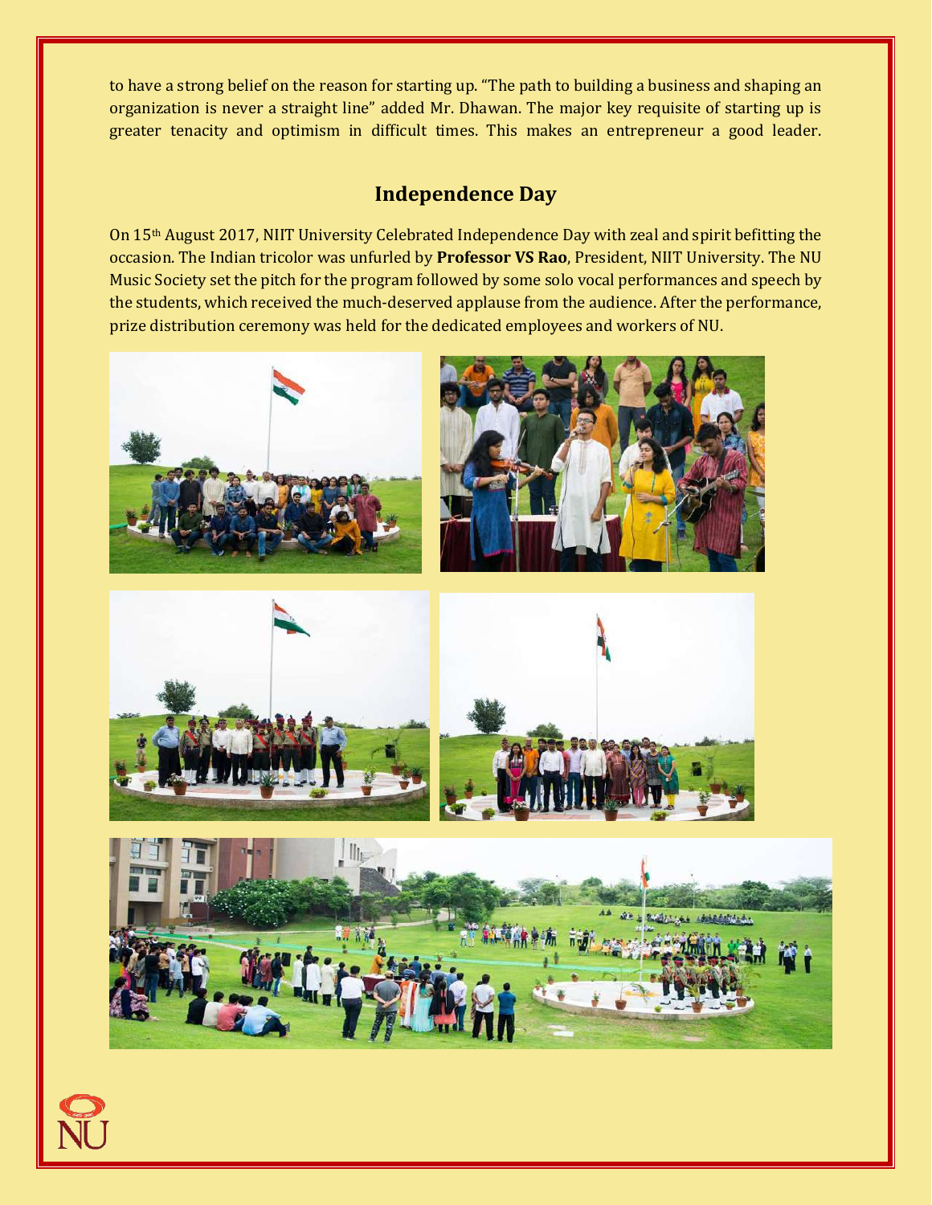to have a strong belief on the reason for starting up. "The path to building a business and shaping an organization is never a straight line" added Mr. Dhawan. The major key requisite of starting up is greater tenacity and optimism in difficult times. This makes an entrepreneur a good leader.

## Independence Day

On 15th August 2017, NIIT University Celebrated Independence Day with zeal and spirit befitting the occasion. The Indian tricolor was unfurled by **Professor VS Rao**, President, NIIT University. The NU Music Society set the pitch for the program followed by some solo vocal performances and speech by the students, which received the much-deserved applause from the audience. After the performance, prize distribution ceremony was held for the dedicated employees and workers of NU.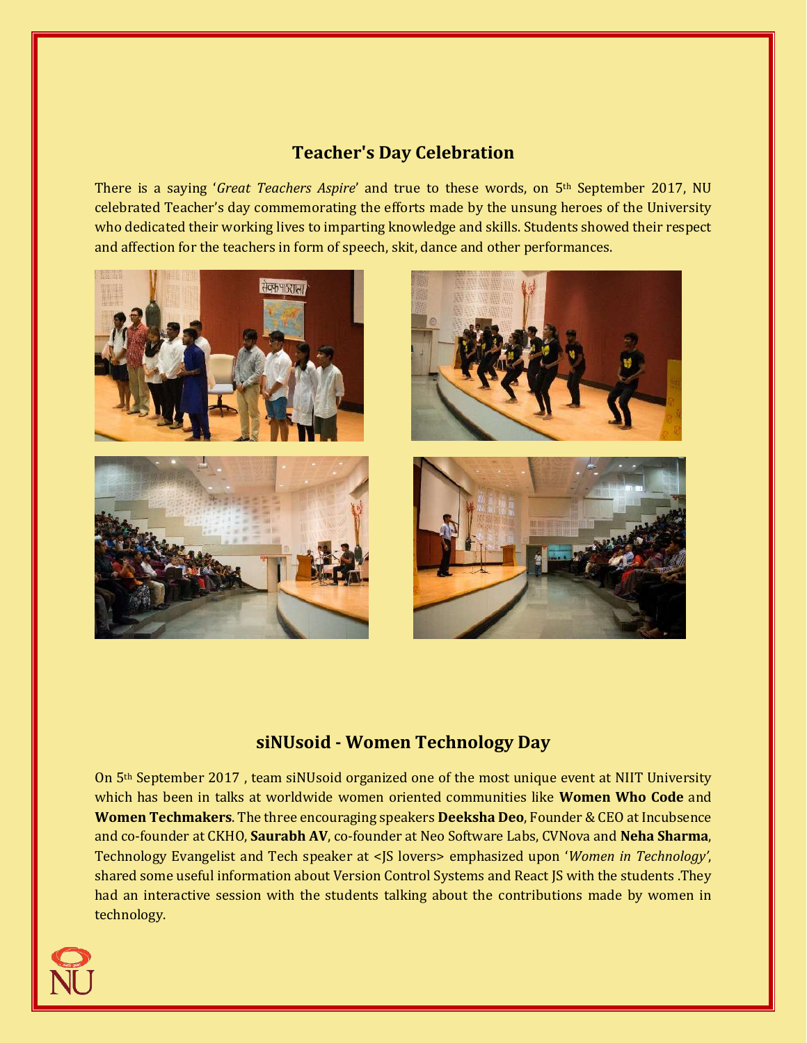## Teacher's Day Celebration

There is a saying '*Great Teachers Aspire*' and true to these words, on 5th September 2017, NU celebrated Teacher's day commemorating the efforts made by the unsung heroes of the University who dedicated their working lives to imparting knowledge and skills. Students showed their respect and affection for the teachers in form of speech, skit, dance and other performances.

## siNUsoid - Women Technology Day

On 5th September 2017 , team siNUsoid organized one of the most unique event at NIIT University which has been in talks at worldwide women oriented communities like **Women Who Code** and **Women Techmakers**. The three encouraging speakers **Deeksha Deo**, Founder & CEO at Incubsence and co-founder at CKHO, **Saurabh AV**, co-founder at Neo Software Labs, CVNova and **Neha Sharma**, Technology Evangelist and Tech speaker at <JS lovers> emphasized upon '*Women in Technology'*, shared some useful information about Version Control Systems and React JS with the students .They had an interactive session with the students talking about the contributions made by women in technology.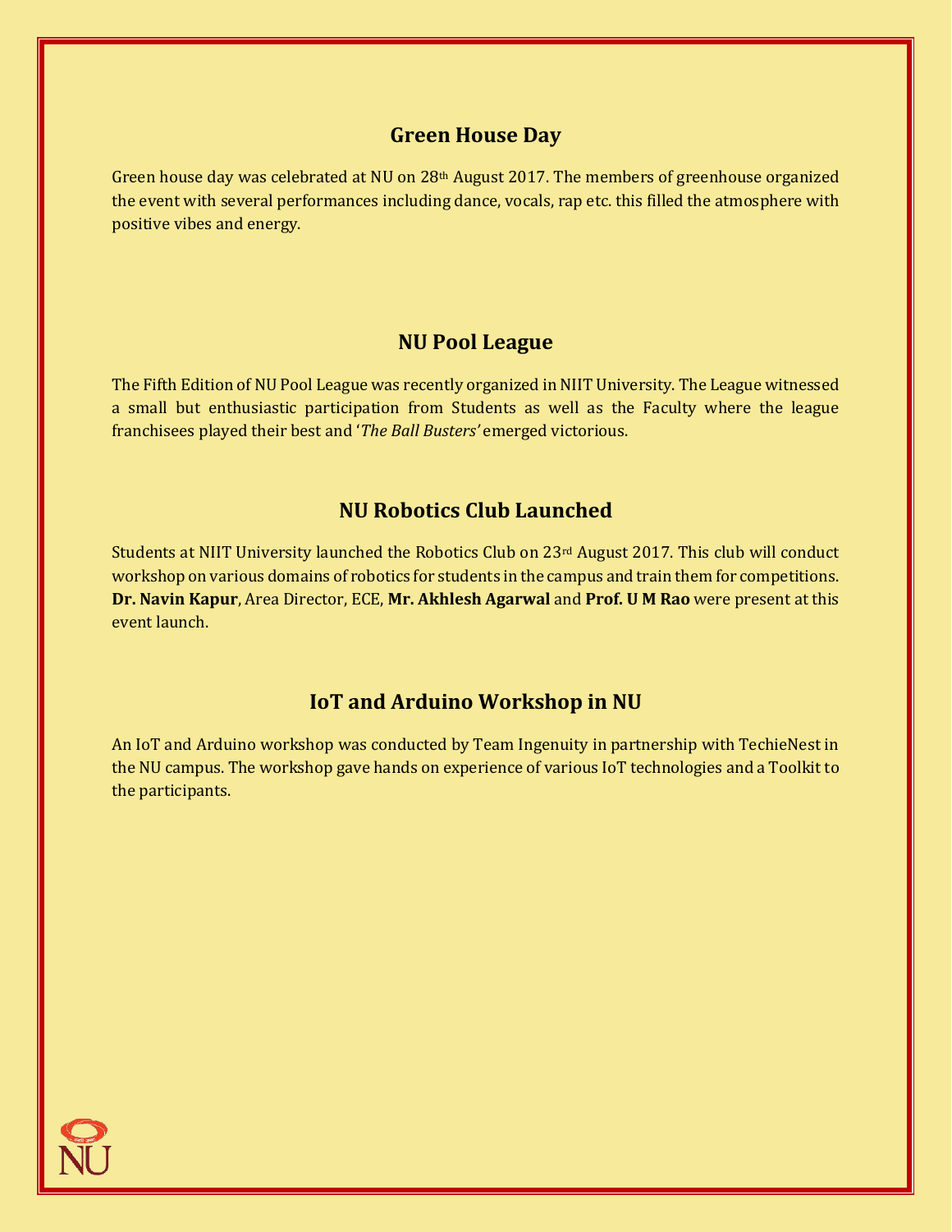## Green House Day

Green house day was celebrated at NU on 28th August 2017. The members of greenhouse organized the event with several performances including dance, vocals, rap etc. this filled the atmosphere with positive vibes and energy.

## NU Pool League

The Fifth Edition of NU Pool League was recently organized in NIIT University. The League witnessed a small but enthusiastic participation from Students as well as the Faculty where the league franchisees played their best and '*The Ball Busters'* emerged victorious.

## NU Robotics Club Launched

Students at NIIT University launched the Robotics Club on 23rd August 2017. This club will conduct workshop on various domains of robotics for students in the campus and train them for competitions. **Dr. Navin Kapur**, Area Director, ECE, **Mr. Akhlesh Agarwal** and **Prof. U M Rao** were present at this event launch.

## IoT and Arduino Workshop in NU

An IoT and Arduino workshop was conducted by Team Ingenuity in partnership with TechieNest in the NU campus. The workshop gave hands on experience of various IoT technologies and a Toolkit to the participants.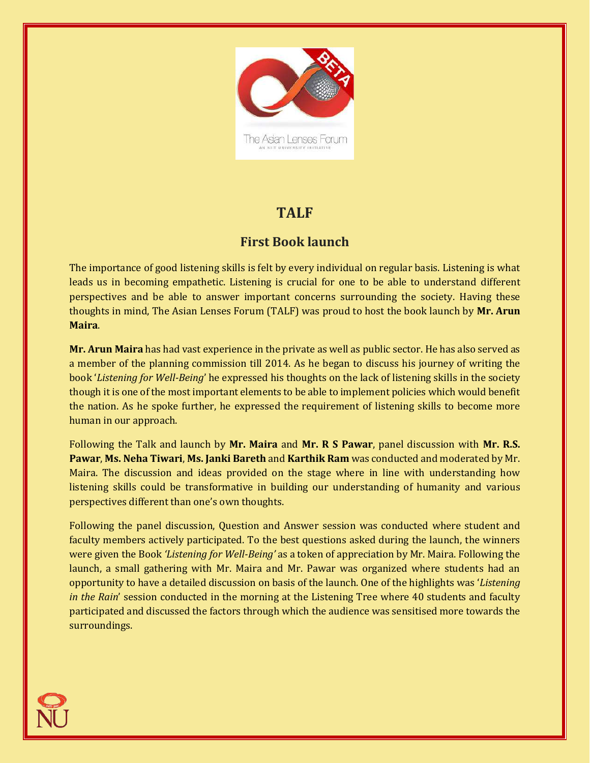# TALF

## First Book launch

The importance of good listening skills is felt by every individual on regular basis. Listening is what leads us in becoming empathetic. Listening is crucial for one to be able to understand different perspectives and be able to answer important concerns surrounding the society. Having these thoughts in mind, The Asian Lenses Forum (TALF) was proud to host the book launch by **Mr. Arun Maira**.

**Mr. Arun Maira** has had vast experience in the private as well as public sector. He has also served as a member of the planning commission till 2014. As he began to discuss his journey of writing the book '*Listening for Well-Being*' he expressed his thoughts on the lack of listening skills in the society though it is one of the most important elements to be able to implement policies which would benefit the nation. As he spoke further, he expressed the requirement of listening skills to become more human in our approach.

Following the Talk and launch by **Mr. Maira** and **Mr. R S Pawar**, panel discussion with **Mr. R.S. Pawar**, **Ms. Neha Tiwari**, **Ms. Janki Bareth** and **Karthik Ram** was conducted and moderated by Mr. Maira. The discussion and ideas provided on the stage where in line with understanding how listening skills could be transformative in building our understanding of humanity and various perspectives different than one's own thoughts.

Following the panel discussion, Question and Answer session was conducted where student and faculty members actively participated. To the best questions asked during the launch, the winners were given the Book *'Listening for Well-Being'* as a token of appreciation by Mr. Maira. Following the launch, a small gathering with Mr. Maira and Mr. Pawar was organized where students had an opportunity to have a detailed discussion on basis of the launch. One of the highlights was '*Listening in the Rain*' session conducted in the morning at the Listening Tree where 40 students and faculty participated and discussed the factors through which the audience was sensitised more towards the surroundings.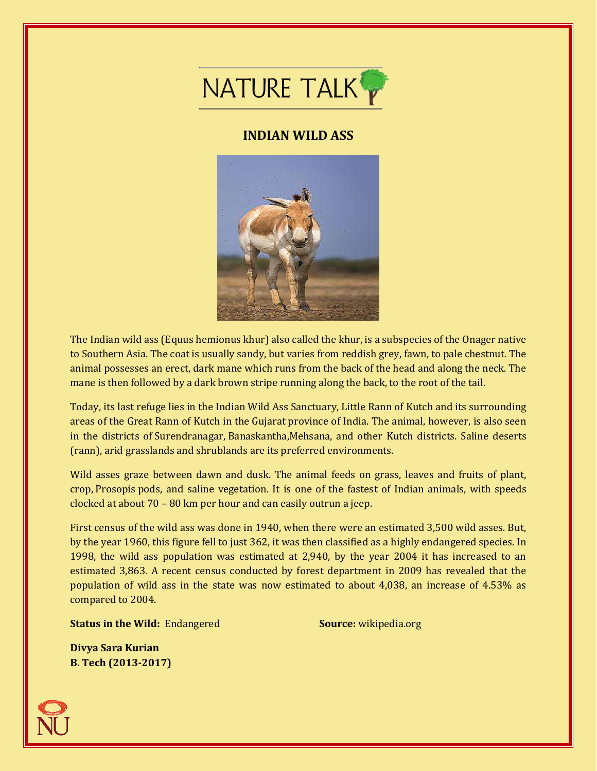# NATURE TALK

## INDIAN WILD ASS

The Indian wild ass (Equus hemionus khur) also called the khur, is a subspecies of the Onager native to Southern Asia. The coat is usually sandy, but varies from reddish grey, fawn, to pale chestnut. The animal possesses an erect, dark mane which runs from the back of the head and along the neck. The mane is then followed by a dark brown stripe running along the back, to the root of the tail.

Today, its last refuge lies in the Indian Wild Ass Sanctuary, Little Rann of Kutch and its surrounding areas of the Great Rann of Kutch in the Gujarat province of India. The animal, however, is also seen in the districts of Surendranagar, Banaskantha,Mehsana, and other Kutch districts. Saline deserts (rann), arid grasslands and shrublands are its preferred environments.

Wild asses graze between dawn and dusk. The animal feeds on grass, leaves and fruits of plant, crop, Prosopis pods, and saline vegetation. It is one of the fastest of Indian animals, with speeds clocked at about 70 – 80 km per hour and can easily outrun a jeep.

First census of the wild ass was done in 1940, when there were an estimated 3,500 wild asses. But, by the year 1960, this figure fell to just 362, it was then classified as a highly endangered species. In 1998, the wild ass population was estimated at 2,940, by the year 2004 it has increased to an estimated 3,863. A recent census conducted by forest department in 2009 has revealed that the population of wild ass in the state was now estimated to about 4,038, an increase of 4.53% as compared to 2004.

**Status in the Wild:** Endangered

**Source:** wikipedia.org

**Divya Sara Kurian**
**B. Tech (2013-2017)**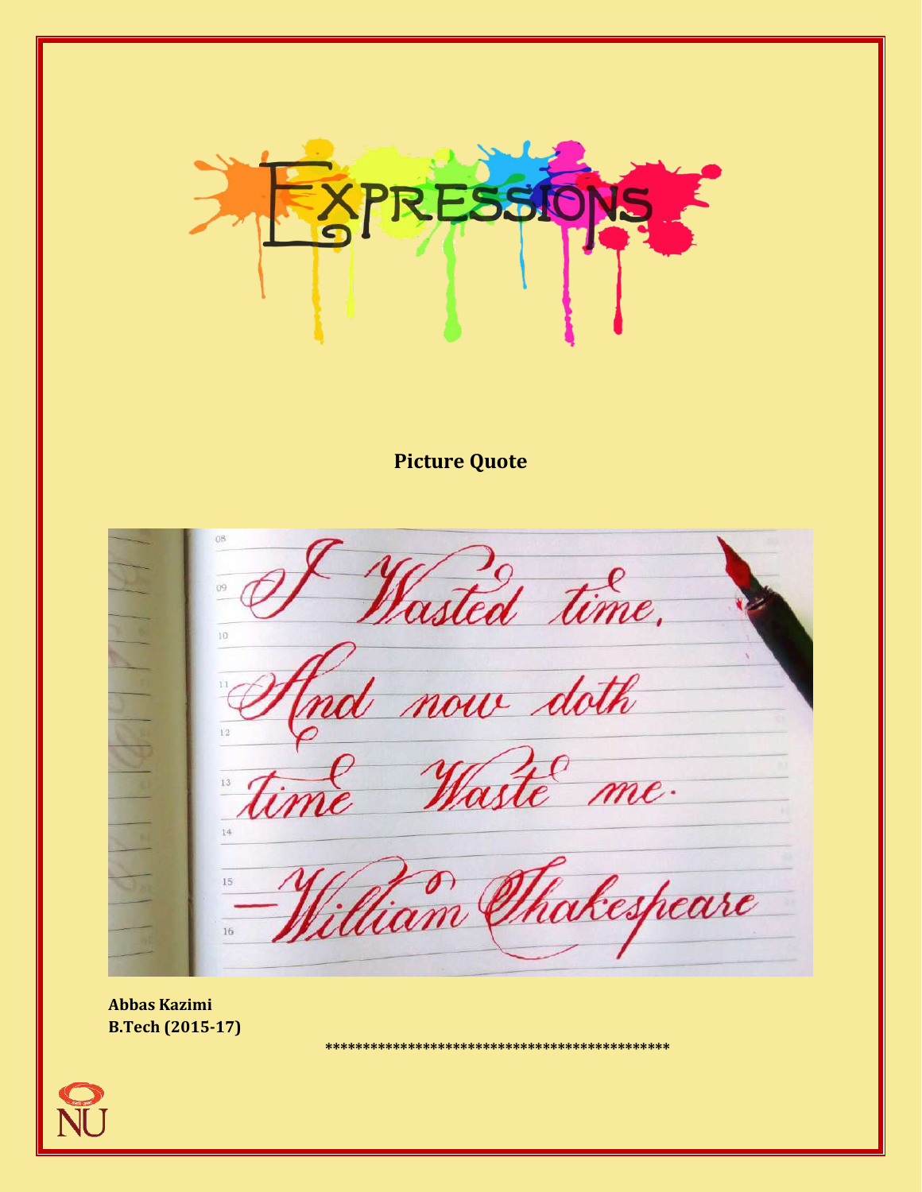## Picture Quote

I Wasted time,
And now doth
time Waste me.
—William Shakespeare

**Abbas Kazimi**
**B.Tech (2015-17)**

*********************************************